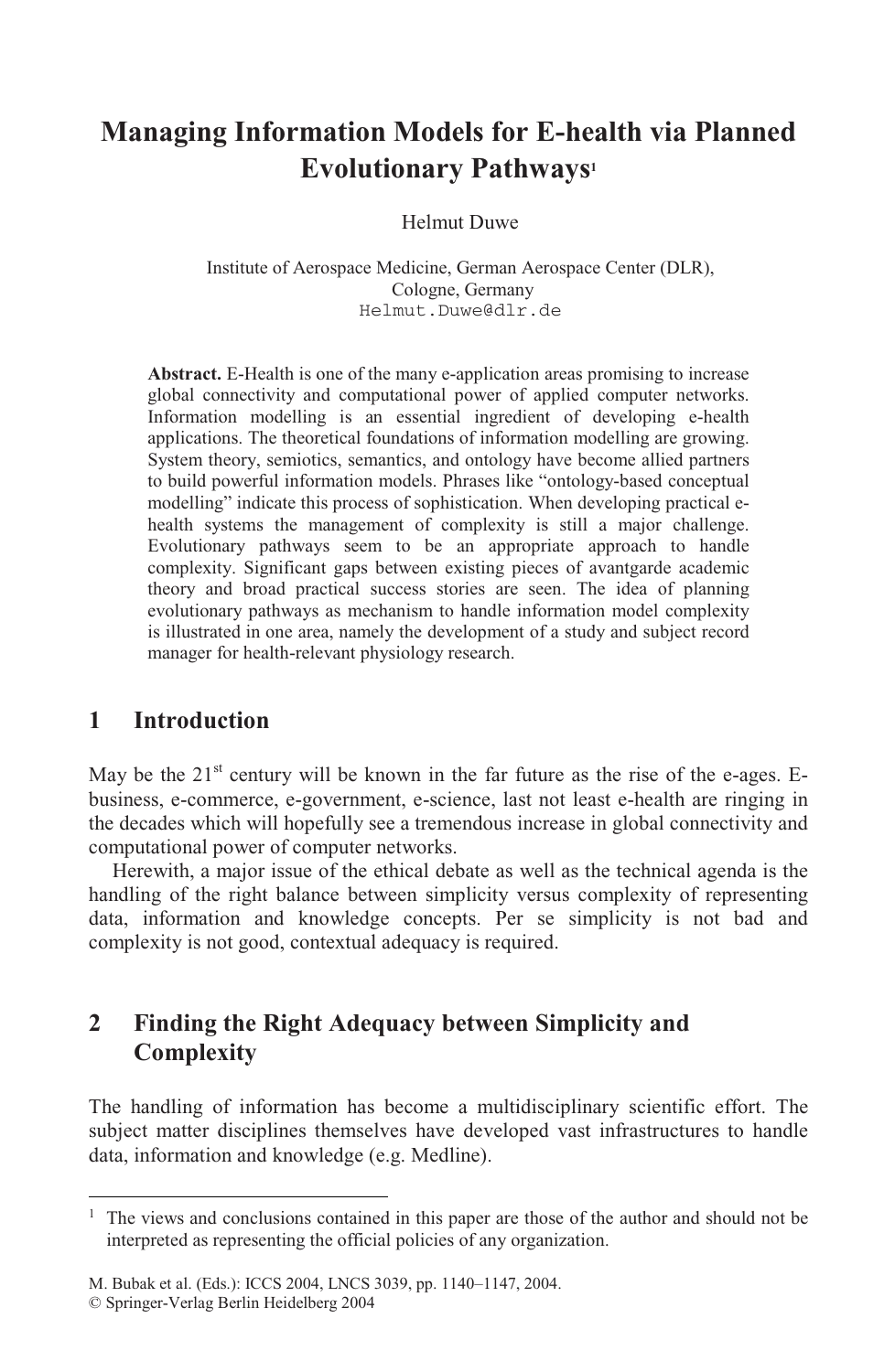# Managing Information Models for E-health via Planned Evolutionary Pathways[1]

Helmut Duwe

Institute of Aerospace Medicine, German Aerospace Center (DLR), Cologne, Germany
Helmut.Duwe@dlr.de

**Abstract.** E-Health is one of the many e-application areas promising to increase global connectivity and computational power of applied computer networks. Information modelling is an essential ingredient of developing e-health applications. The theoretical foundations of information modelling are growing. System theory, semiotics, semantics, and ontology have become allied partners to build powerful information models. Phrases like "ontology-based conceptual modelling" indicate this process of sophistication. When developing practical e-health systems the management of complexity is still a major challenge. Evolutionary pathways seem to be an appropriate approach to handle complexity. Significant gaps between existing pieces of avantgarde academic theory and broad practical success stories are seen. The idea of planning evolutionary pathways as mechanism to handle information model complexity is illustrated in one area, namely the development of a study and subject record manager for health-relevant physiology research.

## 1 Introduction

May be the 21[st] century will be known in the far future as the rise of the e-ages. E-business, e-commerce, e-government, e-science, last not least e-health are ringing in the decades which will hopefully see a tremendous increase in global connectivity and computational power of computer networks.

Herewith, a major issue of the ethical debate as well as the technical agenda is the handling of the right balance between simplicity versus complexity of representing data, information and knowledge concepts. Per se simplicity is not bad and complexity is not good, contextual adequacy is required.

## 2 Finding the Right Adequacy between Simplicity and Complexity

The handling of information has become a multidisciplinary scientific effort. The subject matter disciplines themselves have developed vast infrastructures to handle data, information and knowledge (e.g. Medline).

---

[1] The views and conclusions contained in this paper are those of the author and should not be interpreted as representing the official policies of any organization.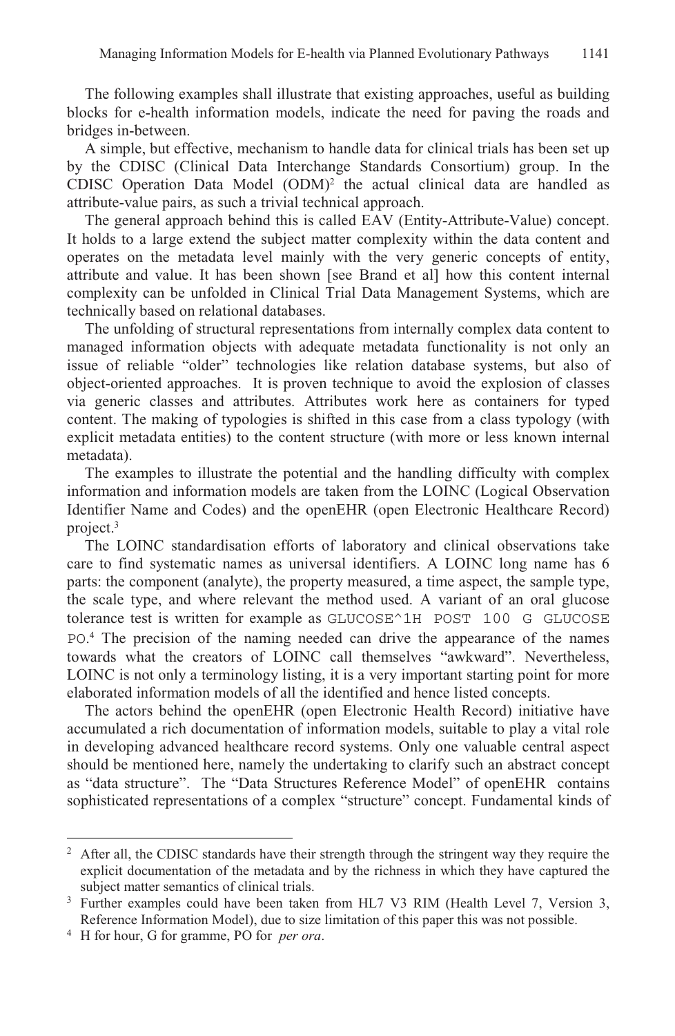The following examples shall illustrate that existing approaches, useful as building blocks for e-health information models, indicate the need for paving the roads and bridges in-between.

A simple, but effective, mechanism to handle data for clinical trials has been set up by the CDISC (Clinical Data Interchange Standards Consortium) group. In the CDISC Operation Data Model (ODM)[2] the actual clinical data are handled as attribute-value pairs, as such a trivial technical approach.

The general approach behind this is called EAV (Entity-Attribute-Value) concept. It holds to a large extend the subject matter complexity within the data content and operates on the metadata level mainly with the very generic concepts of entity, attribute and value. It has been shown [see Brand et al] how this content internal complexity can be unfolded in Clinical Trial Data Management Systems, which are technically based on relational databases.

The unfolding of structural representations from internally complex data content to managed information objects with adequate metadata functionality is not only an issue of reliable "older" technologies like relation database systems, but also of object-oriented approaches. It is proven technique to avoid the explosion of classes via generic classes and attributes. Attributes work here as containers for typed content. The making of typologies is shifted in this case from a class typology (with explicit metadata entities) to the content structure (with more or less known internal metadata).

The examples to illustrate the potential and the handling difficulty with complex information and information models are taken from the LOINC (Logical Observation Identifier Name and Codes) and the openEHR (open Electronic Healthcare Record) project.[3]

The LOINC standardisation efforts of laboratory and clinical observations take care to find systematic names as universal identifiers. A LOINC long name has 6 parts: the component (analyte), the property measured, a time aspect, the sample type, the scale type, and where relevant the method used. A variant of an oral glucose tolerance test is written for example as `GLUCOSE^1H POST 100 G GLUCOSE PO`.[4] The precision of the naming needed can drive the appearance of the names towards what the creators of LOINC call themselves "awkward". Nevertheless, LOINC is not only a terminology listing, it is a very important starting point for more elaborated information models of all the identified and hence listed concepts.

The actors behind the openEHR (open Electronic Health Record) initiative have accumulated a rich documentation of information models, suitable to play a vital role in developing advanced healthcare record systems. Only one valuable central aspect should be mentioned here, namely the undertaking to clarify such an abstract concept as "data structure". The "Data Structures Reference Model" of openEHR contains sophisticated representations of a complex "structure" concept. Fundamental kinds of

---

[2] After all, the CDISC standards have their strength through the stringent way they require the explicit documentation of the metadata and by the richness in which they have captured the subject matter semantics of clinical trials.

[3] Further examples could have been taken from HL7 V3 RIM (Health Level 7, Version 3, Reference Information Model), due to size limitation of this paper this was not possible.

[4] H for hour, G for gramme, PO for *per ora*.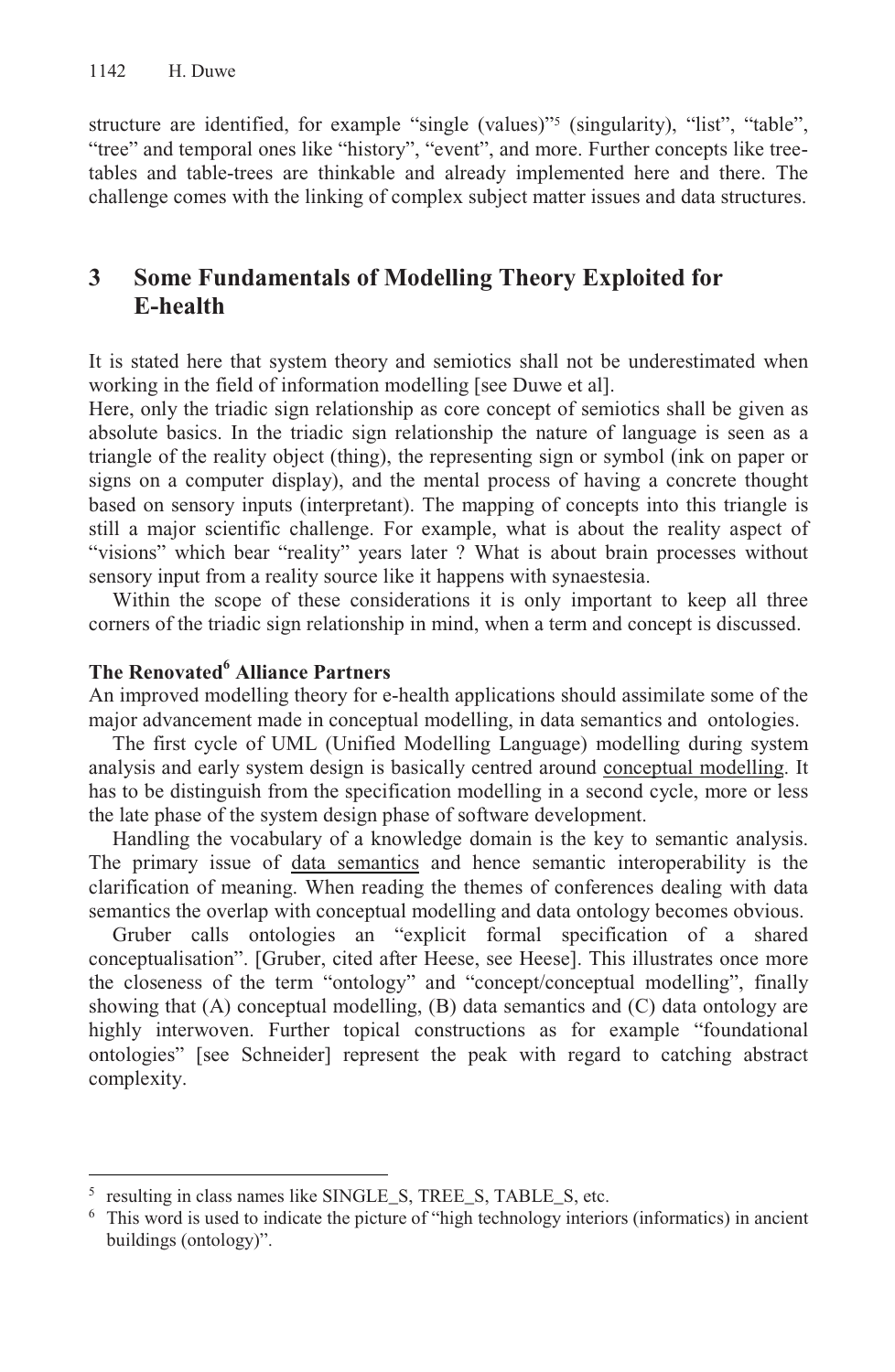structure are identified, for example “single (values)”[5] (singularity), “list”, “table”, “tree” and temporal ones like “history”, “event”, and more. Further concepts like tree-tables and table-trees are thinkable and already implemented here and there. The challenge comes with the linking of complex subject matter issues and data structures.

## 3 Some Fundamentals of Modelling Theory Exploited for E-health

It is stated here that system theory and semiotics shall not be underestimated when working in the field of information modelling [see Duwe et al].

Here, only the triadic sign relationship as core concept of semiotics shall be given as absolute basics. In the triadic sign relationship the nature of language is seen as a triangle of the reality object (thing), the representing sign or symbol (ink on paper or signs on a computer display), and the mental process of having a concrete thought based on sensory inputs (interpretant). The mapping of concepts into this triangle is still a major scientific challenge. For example, what is about the reality aspect of “visions” which bear “reality” years later ? What is about brain processes without sensory input from a reality source like it happens with synaestesia.

Within the scope of these considerations it is only important to keep all three corners of the triadic sign relationship in mind, when a term and concept is discussed.

**The Renovated[6] Alliance Partners**

An improved modelling theory for e-health applications should assimilate some of the major advancement made in conceptual modelling, in data semantics and ontologies.

The first cycle of UML (Unified Modelling Language) modelling during system analysis and early system design is basically centred around conceptual modelling. It has to be distinguish from the specification modelling in a second cycle, more or less the late phase of the system design phase of software development.

Handling the vocabulary of a knowledge domain is the key to semantic analysis. The primary issue of data semantics and hence semantic interoperability is the clarification of meaning. When reading the themes of conferences dealing with data semantics the overlap with conceptual modelling and data ontology becomes obvious.

Gruber calls ontologies an “explicit formal specification of a shared conceptualisation”. [Gruber, cited after Heese, see Heese]. This illustrates once more the closeness of the term “ontology” and “concept/conceptual modelling”, finally showing that (A) conceptual modelling, (B) data semantics and (C) data ontology are highly interwoven. Further topical constructions as for example “foundational ontologies” [see Schneider] represent the peak with regard to catching abstract complexity.

---

[5] resulting in class names like SINGLE_S, TREE_S, TABLE_S, etc.

[6] This word is used to indicate the picture of “high technology interiors (informatics) in ancient buildings (ontology)”.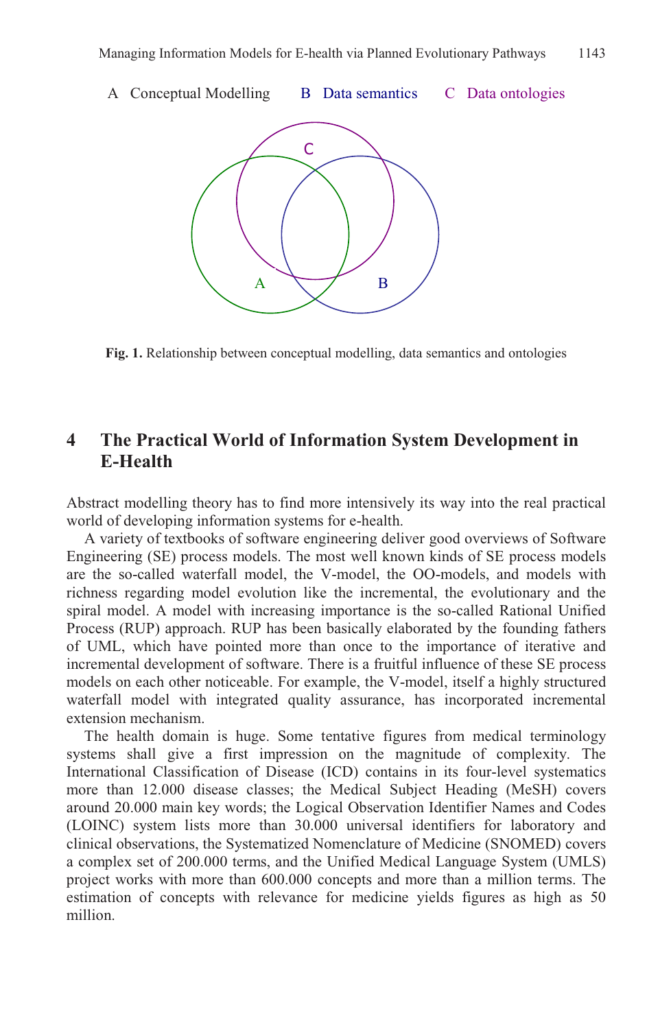A Conceptual Modelling B Data semantics C Data ontologies

**Fig. 1.** Relationship between conceptual modelling, data semantics and ontologies

## 4 The Practical World of Information System Development in E-Health

Abstract modelling theory has to find more intensively its way into the real practical world of developing information systems for e-health.

A variety of textbooks of software engineering deliver good overviews of Software Engineering (SE) process models. The most well known kinds of SE process models are the so-called waterfall model, the V-model, the OO-models, and models with richness regarding model evolution like the incremental, the evolutionary and the spiral model. A model with increasing importance is the so-called Rational Unified Process (RUP) approach. RUP has been basically elaborated by the founding fathers of UML, which have pointed more than once to the importance of iterative and incremental development of software. There is a fruitful influence of these SE process models on each other noticeable. For example, the V-model, itself a highly structured waterfall model with integrated quality assurance, has incorporated incremental extension mechanism.

The health domain is huge. Some tentative figures from medical terminology systems shall give a first impression on the magnitude of complexity. The International Classification of Disease (ICD) contains in its four-level systematics more than 12.000 disease classes; the Medical Subject Heading (MeSH) covers around 20.000 main key words; the Logical Observation Identifier Names and Codes (LOINC) system lists more than 30.000 universal identifiers for laboratory and clinical observations, the Systematized Nomenclature of Medicine (SNOMED) covers a complex set of 200.000 terms, and the Unified Medical Language System (UMLS) project works with more than 600.000 concepts and more than a million terms. The estimation of concepts with relevance for medicine yields figures as high as 50 million.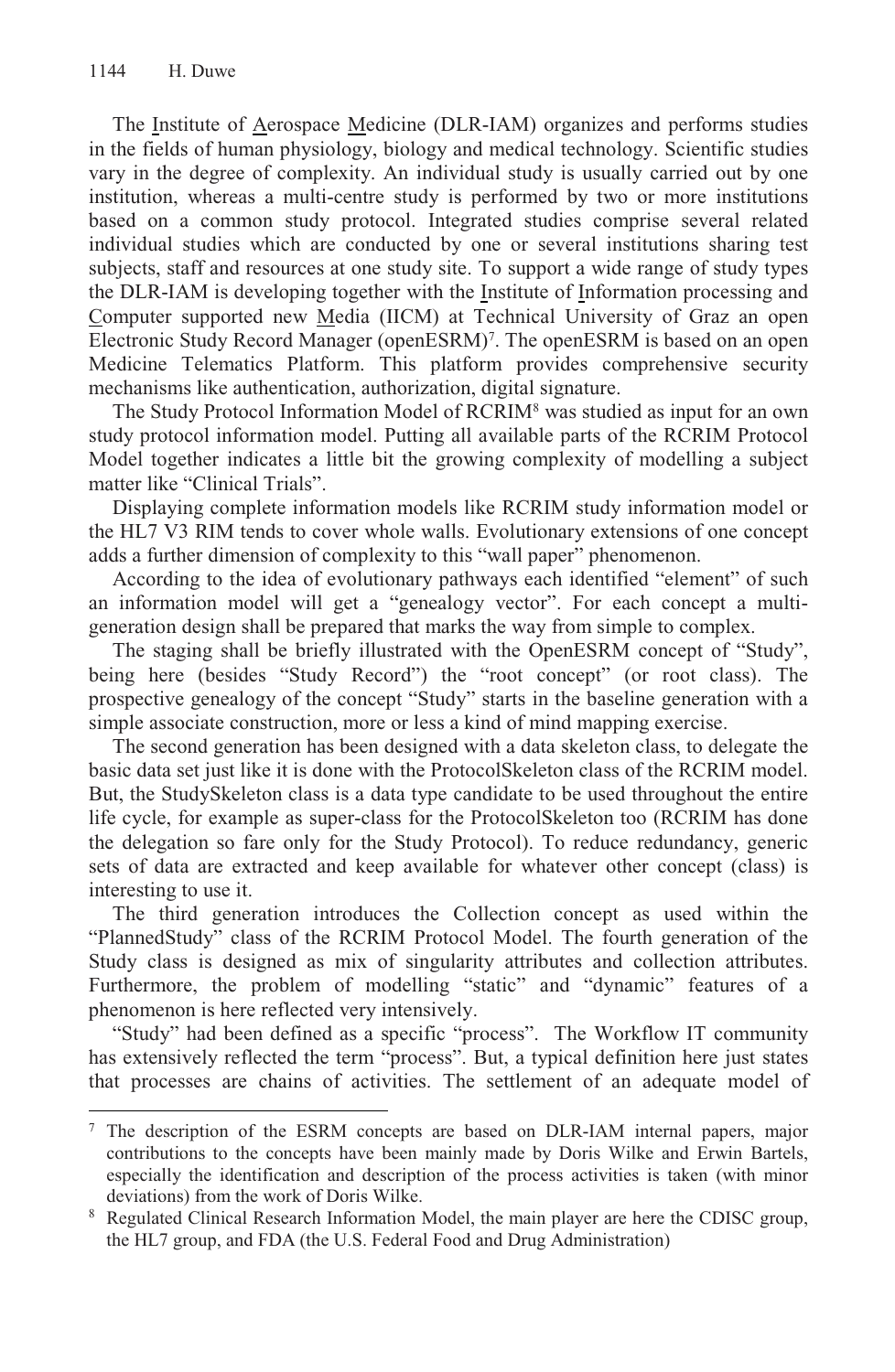The Institute of Aerospace Medicine (DLR-IAM) organizes and performs studies in the fields of human physiology, biology and medical technology. Scientific studies vary in the degree of complexity. An individual study is usually carried out by one institution, whereas a multi-centre study is performed by two or more institutions based on a common study protocol. Integrated studies comprise several related individual studies which are conducted by one or several institutions sharing test subjects, staff and resources at one study site. To support a wide range of study types the DLR-IAM is developing together with the Institute of Information processing and Computer supported new Media (IICM) at Technical University of Graz an open Electronic Study Record Manager (openESRM)[7]. The openESRM is based on an open Medicine Telematics Platform. This platform provides comprehensive security mechanisms like authentication, authorization, digital signature.

The Study Protocol Information Model of RCRIM[8] was studied as input for an own study protocol information model. Putting all available parts of the RCRIM Protocol Model together indicates a little bit the growing complexity of modelling a subject matter like "Clinical Trials".

Displaying complete information models like RCRIM study information model or the HL7 V3 RIM tends to cover whole walls. Evolutionary extensions of one concept adds a further dimension of complexity to this "wall paper" phenomenon.

According to the idea of evolutionary pathways each identified "element" of such an information model will get a "genealogy vector". For each concept a multi-generation design shall be prepared that marks the way from simple to complex.

The staging shall be briefly illustrated with the OpenESRM concept of "Study", being here (besides "Study Record") the "root concept" (or root class). The prospective genealogy of the concept "Study" starts in the baseline generation with a simple associate construction, more or less a kind of mind mapping exercise.

The second generation has been designed with a data skeleton class, to delegate the basic data set just like it is done with the ProtocolSkeleton class of the RCRIM model. But, the StudySkeleton class is a data type candidate to be used throughout the entire life cycle, for example as super-class for the ProtocolSkeleton too (RCRIM has done the delegation so fare only for the Study Protocol). To reduce redundancy, generic sets of data are extracted and keep available for whatever other concept (class) is interesting to use it.

The third generation introduces the Collection concept as used within the "PlannedStudy" class of the RCRIM Protocol Model. The fourth generation of the Study class is designed as mix of singularity attributes and collection attributes. Furthermore, the problem of modelling "static" and "dynamic" features of a phenomenon is here reflected very intensively.

"Study" had been defined as a specific "process". The Workflow IT community has extensively reflected the term "process". But, a typical definition here just states that processes are chains of activities. The settlement of an adequate model of

---

[7] The description of the ESRM concepts are based on DLR-IAM internal papers, major contributions to the concepts have been mainly made by Doris Wilke and Erwin Bartels, especially the identification and description of the process activities is taken (with minor deviations) from the work of Doris Wilke.

[8] Regulated Clinical Research Information Model, the main player are here the CDISC group, the HL7 group, and FDA (the U.S. Federal Food and Drug Administration)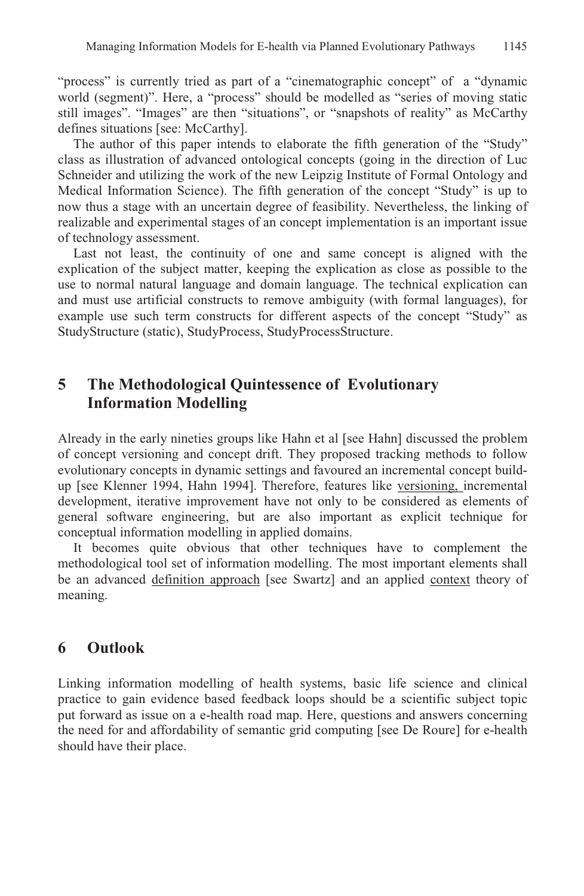"process" is currently tried as part of a "cinematographic concept" of a "dynamic world (segment)". Here, a "process" should be modelled as "series of moving static still images". "Images" are then "situations", or "snapshots of reality" as McCarthy defines situations [see: McCarthy].

The author of this paper intends to elaborate the fifth generation of the "Study" class as illustration of advanced ontological concepts (going in the direction of Luc Schneider and utilizing the work of the new Leipzig Institute of Formal Ontology and Medical Information Science). The fifth generation of the concept "Study" is up to now thus a stage with an uncertain degree of feasibility. Nevertheless, the linking of realizable and experimental stages of an concept implementation is an important issue of technology assessment.

Last not least, the continuity of one and same concept is aligned with the explication of the subject matter, keeping the explication as close as possible to the use to normal natural language and domain language. The technical explication can and must use artificial constructs to remove ambiguity (with formal languages), for example use such term constructs for different aspects of the concept "Study" as StudyStructure (static), StudyProcess, StudyProcessStructure.

## 5 The Methodological Quintessence of Evolutionary Information Modelling

Already in the early nineties groups like Hahn et al [see Hahn] discussed the problem of concept versioning and concept drift. They proposed tracking methods to follow evolutionary concepts in dynamic settings and favoured an incremental concept build-up [see Klenner 1994, Hahn 1994]. Therefore, features like <u>versioning,</u> incremental development, iterative improvement have not only to be considered as elements of general software engineering, but are also important as explicit technique for conceptual information modelling in applied domains.

It becomes quite obvious that other techniques have to complement the methodological tool set of information modelling. The most important elements shall be an advanced <u>definition approach</u> [see Swartz] and an applied <u>context</u> theory of meaning.

## 6 Outlook

Linking information modelling of health systems, basic life science and clinical practice to gain evidence based feedback loops should be a scientific subject topic put forward as issue on a e-health road map. Here, questions and answers concerning the need for and affordability of semantic grid computing [see De Roure] for e-health should have their place.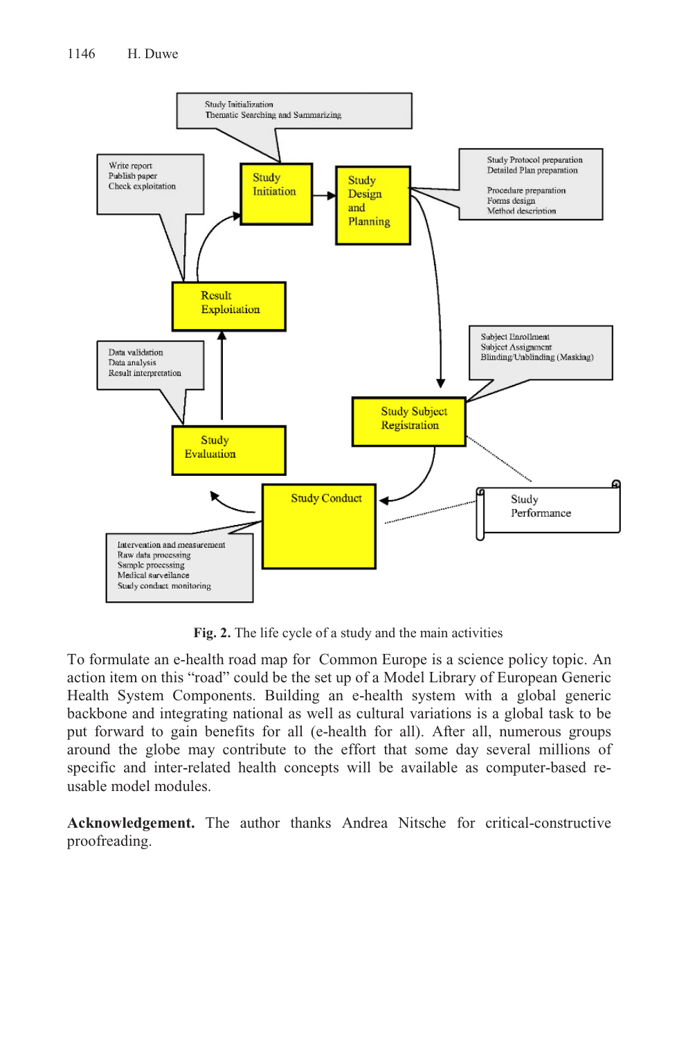Fig. 2. The life cycle of a study and the main activities

To formulate an e-health road map for Common Europe is a science policy topic. An action item on this "road" could be the set up of a Model Library of European Generic Health System Components. Building an e-health system with a global generic backbone and integrating national as well as cultural variations is a global task to be put forward to gain benefits for all (e-health for all). After all, numerous groups around the globe may contribute to the effort that some day several millions of specific and inter-related health concepts will be available as computer-based re-usable model modules.

**Acknowledgement.** The author thanks Andrea Nitsche for critical-constructive proofreading.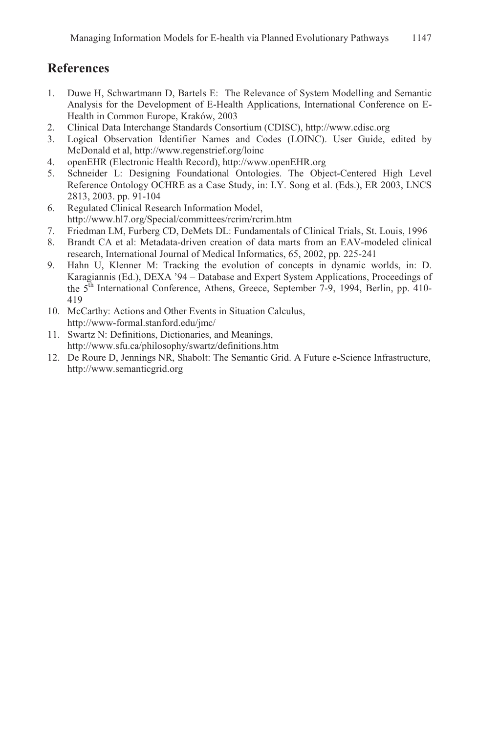## References

1. Duwe H, Schwartmann D, Bartels E: The Relevance of System Modelling and Semantic Analysis for the Development of E-Health Applications, International Conference on E-Health in Common Europe, Kraków, 2003
2. Clinical Data Interchange Standards Consortium (CDISC), http://www.cdisc.org
3. Logical Observation Identifier Names and Codes (LOINC). User Guide, edited by McDonald et al, http://www.regenstrief.org/loinc
4. openEHR (Electronic Health Record), http://www.openEHR.org
5. Schneider L: Designing Foundational Ontologies. The Object-Centered High Level Reference Ontology OCHRE as a Case Study, in: I.Y. Song et al. (Eds.), ER 2003, LNCS 2813, 2003. pp. 91-104
6. Regulated Clinical Research Information Model, http://www.hl7.org/Special/committees/rcrim/rcrim.htm
7. Friedman LM, Furberg CD, DeMets DL: Fundamentals of Clinical Trials, St. Louis, 1996
8. Brandt CA et al: Metadata-driven creation of data marts from an EAV-modeled clinical research, International Journal of Medical Informatics, 65, 2002, pp. 225-241
9. Hahn U, Klenner M: Tracking the evolution of concepts in dynamic worlds, in: D. Karagiannis (Ed.), DEXA '94 – Database and Expert System Applications, Proceedings of the 5th International Conference, Athens, Greece, September 7-9, 1994, Berlin, pp. 410-419
10. McCarthy: Actions and Other Events in Situation Calculus, http://www-formal.stanford.edu/jmc/
11. Swartz N: Definitions, Dictionaries, and Meanings, http://www.sfu.ca/philosophy/swartz/definitions.htm
12. De Roure D, Jennings NR, Shabolt: The Semantic Grid. A Future e-Science Infrastructure, http://www.semanticgrid.org